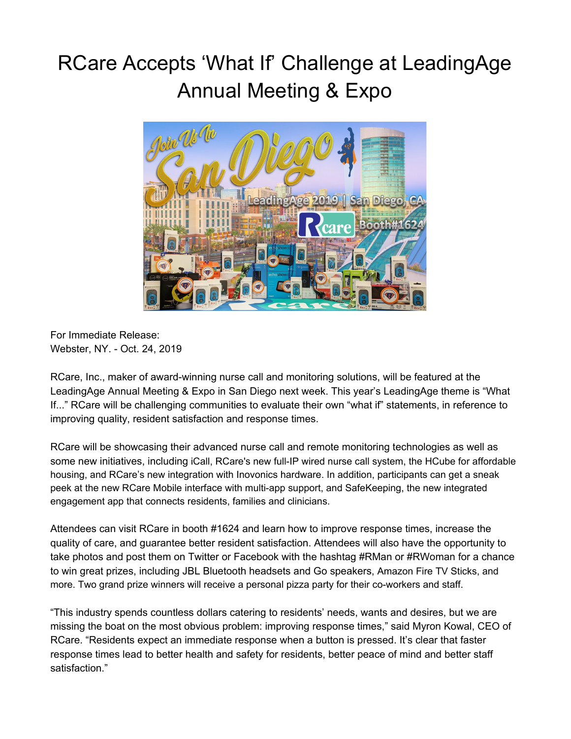# RCare Accepts 'What If' Challenge at LeadingAge Annual Meeting & Expo

For Immediate Release:
Webster, NY. - Oct. 24, 2019

RCare, Inc., maker of award-winning nurse call and monitoring solutions, will be featured at the LeadingAge Annual Meeting & Expo in San Diego next week. This year's LeadingAge theme is "What If..." RCare will be challenging communities to evaluate their own "what if" statements, in reference to improving quality, resident satisfaction and response times.

RCare will be showcasing their advanced nurse call and remote monitoring technologies as well as some new initiatives, including iCall, RCare's new full-IP wired nurse call system, the HCube for affordable housing, and RCare's new integration with Inovonics hardware. In addition, participants can get a sneak peek at the new RCare Mobile interface with multi-app support, and SafeKeeping, the new integrated engagement app that connects residents, families and clinicians.

Attendees can visit RCare in booth #1624 and learn how to improve response times, increase the quality of care, and guarantee better resident satisfaction. Attendees will also have the opportunity to take photos and post them on Twitter or Facebook with the hashtag #RMan or #RWoman for a chance to win great prizes, including JBL Bluetooth headsets and Go speakers, Amazon Fire TV Sticks, and more. Two grand prize winners will receive a personal pizza party for their co-workers and staff.

"This industry spends countless dollars catering to residents' needs, wants and desires, but we are missing the boat on the most obvious problem: improving response times," said Myron Kowal, CEO of RCare. "Residents expect an immediate response when a button is pressed. It's clear that faster response times lead to better health and safety for residents, better peace of mind and better staff satisfaction."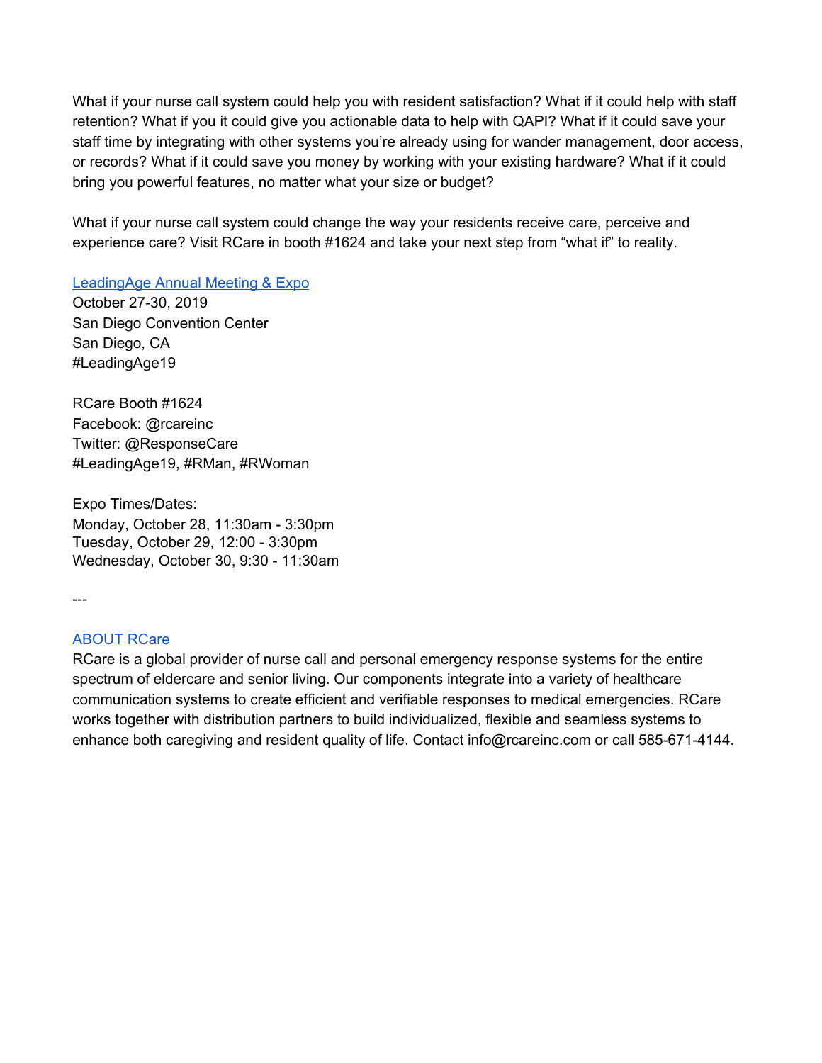What if your nurse call system could help you with resident satisfaction? What if it could help with staff retention? What if you it could give you actionable data to help with QAPI? What if it could save your staff time by integrating with other systems you're already using for wander management, door access, or records? What if it could save you money by working with your existing hardware? What if it could bring you powerful features, no matter what your size or budget?

What if your nurse call system could change the way your residents receive care, perceive and experience care? Visit RCare in booth #1624 and take your next step from "what if" to reality.

LeadingAge Annual Meeting & Expo
October 27-30, 2019
San Diego Convention Center
San Diego, CA
#LeadingAge19

RCare Booth #1624
Facebook: @rcareinc
Twitter: @ResponseCare
#LeadingAge19, #RMan, #RWoman

Expo Times/Dates:
Monday, October 28, 11:30am - 3:30pm
Tuesday, October 29, 12:00 - 3:30pm
Wednesday, October 30, 9:30 - 11:30am

---

ABOUT RCare
RCare is a global provider of nurse call and personal emergency response systems for the entire spectrum of eldercare and senior living. Our components integrate into a variety of healthcare communication systems to create efficient and verifiable responses to medical emergencies. RCare works together with distribution partners to build individualized, flexible and seamless systems to enhance both caregiving and resident quality of life. Contact info@rcareinc.com or call 585-671-4144.